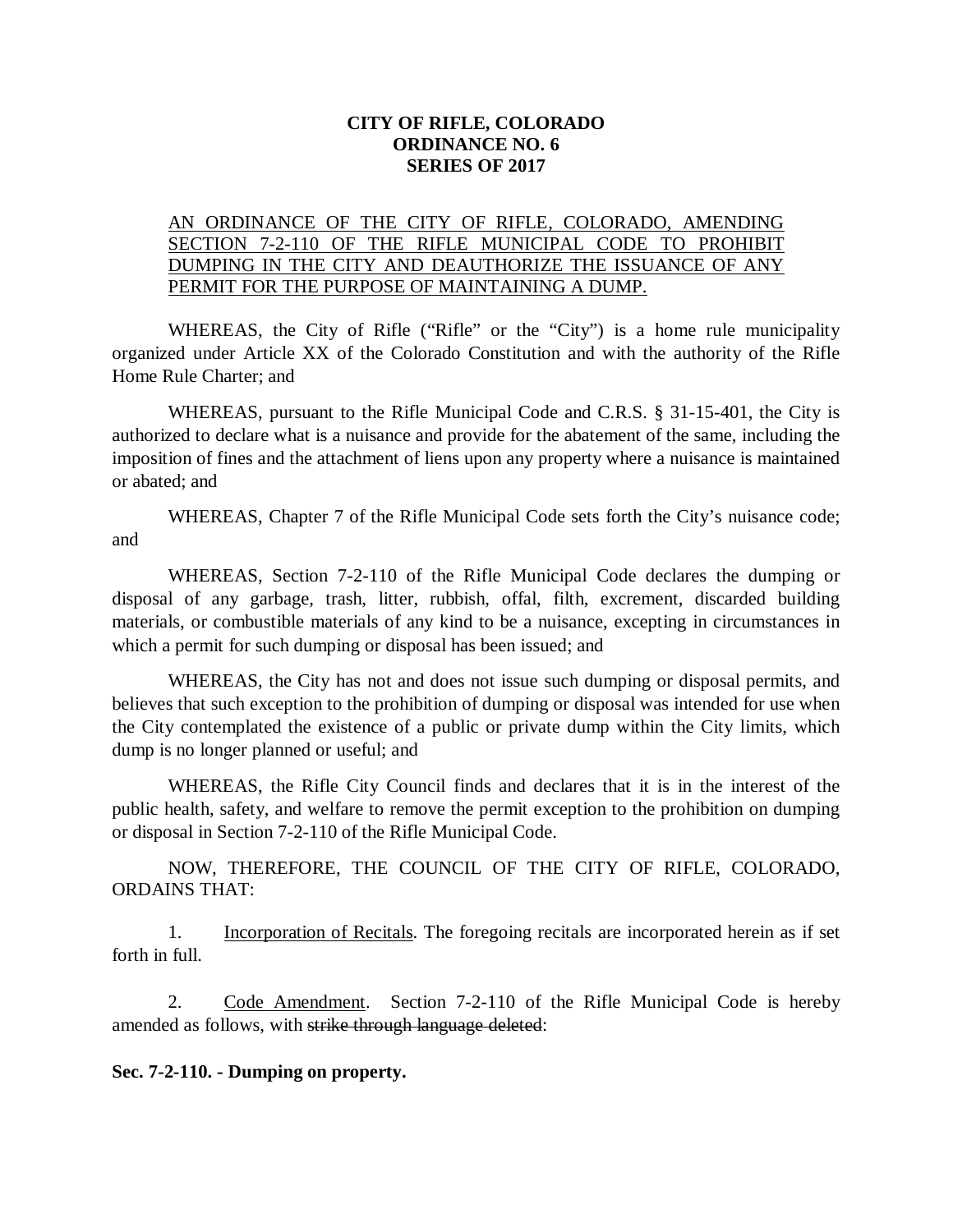**CITY OF RIFLE, COLORADO**
**ORDINANCE NO. 6**
**SERIES OF 2017**

<u>AN ORDINANCE OF THE CITY OF RIFLE, COLORADO, AMENDING SECTION 7-2-110 OF THE RIFLE MUNICIPAL CODE TO PROHIBIT DUMPING IN THE CITY AND DEAUTHORIZE THE ISSUANCE OF ANY PERMIT FOR THE PURPOSE OF MAINTAINING A DUMP.</u>

WHEREAS, the City of Rifle ("Rifle" or the "City") is a home rule municipality organized under Article XX of the Colorado Constitution and with the authority of the Rifle Home Rule Charter; and

WHEREAS, pursuant to the Rifle Municipal Code and C.R.S. § 31-15-401, the City is authorized to declare what is a nuisance and provide for the abatement of the same, including the imposition of fines and the attachment of liens upon any property where a nuisance is maintained or abated; and

WHEREAS, Chapter 7 of the Rifle Municipal Code sets forth the City's nuisance code; and

WHEREAS, Section 7-2-110 of the Rifle Municipal Code declares the dumping or disposal of any garbage, trash, litter, rubbish, offal, filth, excrement, discarded building materials, or combustible materials of any kind to be a nuisance, excepting in circumstances in which a permit for such dumping or disposal has been issued; and

WHEREAS, the City has not and does not issue such dumping or disposal permits, and believes that such exception to the prohibition of dumping or disposal was intended for use when the City contemplated the existence of a public or private dump within the City limits, which dump is no longer planned or useful; and

WHEREAS, the Rifle City Council finds and declares that it is in the interest of the public health, safety, and welfare to remove the permit exception to the prohibition on dumping or disposal in Section 7-2-110 of the Rifle Municipal Code.

NOW, THEREFORE, THE COUNCIL OF THE CITY OF RIFLE, COLORADO, ORDAINS THAT:

1. <u>Incorporation of Recitals</u>. The foregoing recitals are incorporated herein as if set forth in full.

2. <u>Code Amendment</u>. Section 7-2-110 of the Rifle Municipal Code is hereby amended as follows, with ~~strike through language deleted~~:

**Sec. 7-2-110. - Dumping on property.**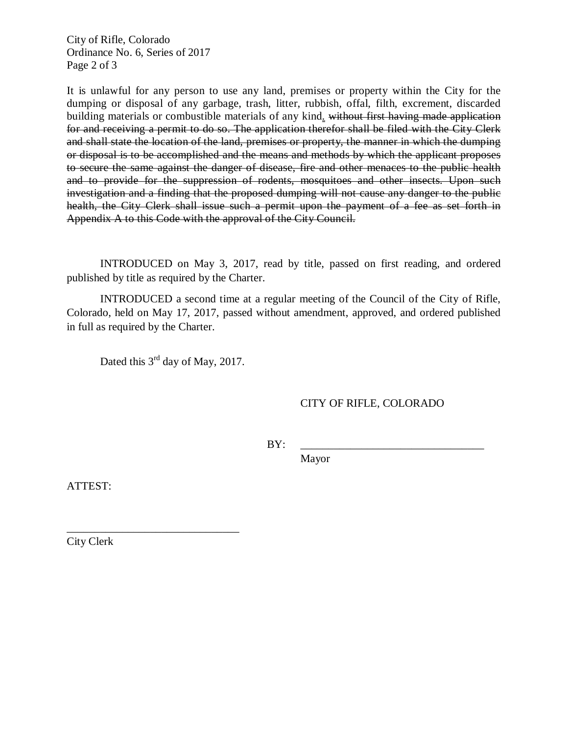It is unlawful for any person to use any land, premises or property within the City for the dumping or disposal of any garbage, trash, litter, rubbish, offal, filth, excrement, discarded building materials or combustible materials of any kind. ~~without first having made application for and receiving a permit to do so. The application therefor shall be filed with the City Clerk and shall state the location of the land, premises or property, the manner in which the dumping or disposal is to be accomplished and the means and methods by which the applicant proposes to secure the same against the danger of disease, fire and other menaces to the public health and to provide for the suppression of rodents, mosquitoes and other insects. Upon such investigation and a finding that the proposed dumping will not cause any danger to the public health, the City Clerk shall issue such a permit upon the payment of a fee as set forth in Appendix A to this Code with the approval of the City Council.~~

INTRODUCED on May 3, 2017, read by title, passed on first reading, and ordered published by title as required by the Charter.

INTRODUCED a second time at a regular meeting of the Council of the City of Rifle, Colorado, held on May 17, 2017, passed without amendment, approved, and ordered published in full as required by the Charter.

Dated this 3rd day of May, 2017.

CITY OF RIFLE, COLORADO

BY: ________________________________

Mayor

ATTEST:

________________________________

City Clerk